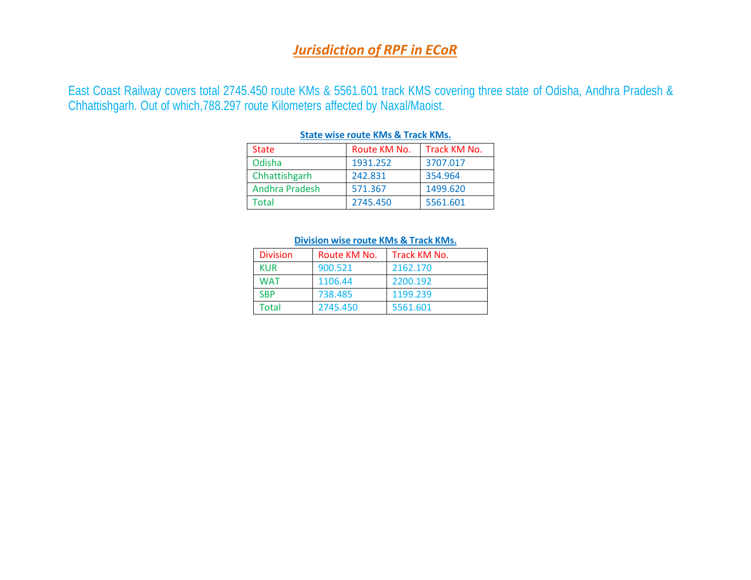# ***Jurisdiction of RPF in ECoR***

East Coast Railway covers total 2745.450 route KMs & 5561.601 track KMS covering three state of Odisha, Andhra Pradesh & Chhattishgarh. Out of which,788.297 route Kilometers affected by Naxal/Maoist.

**State wise route KMs & Track KMs.**

| State | Route KM No. | Track KM No. |
|---|---|---|
| Odisha | 1931.252 | 3707.017 |
| Chhattishgarh | 242.831 | 354.964 |
| Andhra Pradesh | 571.367 | 1499.620 |
| Total | 2745.450 | 5561.601 |

**Division wise route KMs & Track KMs.**

| Division | Route KM No. | Track KM No. |
|---|---|---|
| KUR | 900.521 | 2162.170 |
| WAT | 1106.44 | 2200.192 |
| SBP | 738.485 | 1199.239 |
| Total | 2745.450 | 5561.601 |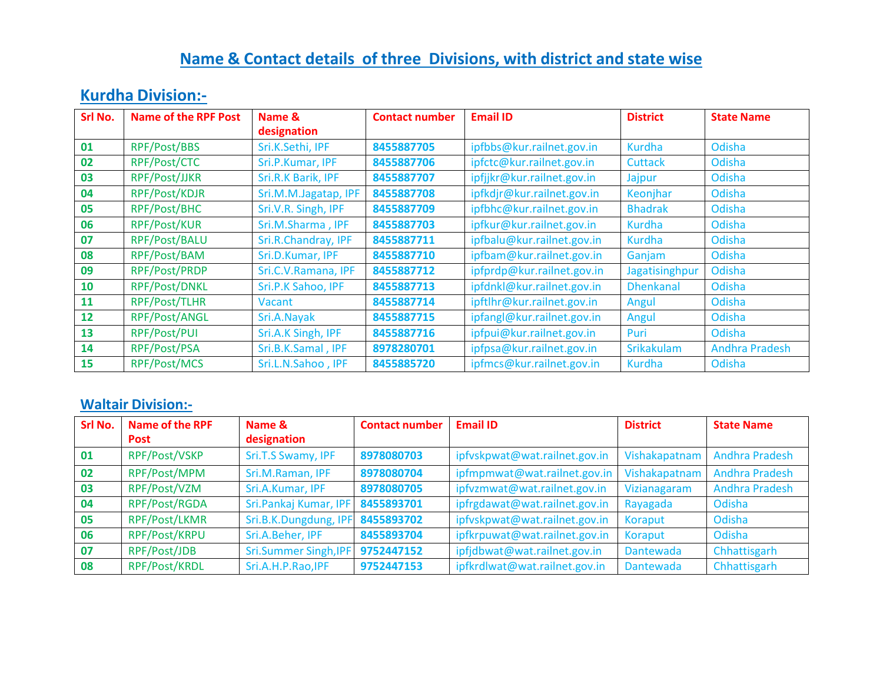# Name & Contact details of three Divisions, with district and state wise

## Kurdha Division:-

| Srl No. | Name of the RPF Post | Name & designation | Contact number | Email ID | District | State Name |
|---|---|---|---|---|---|---|
| 01 | RPF/Post/BBS | Sri.K.Sethi, IPF | **8455887705** | ipfbbs@kur.railnet.gov.in | Kurdha | Odisha |
| 02 | RPF/Post/CTC | Sri.P.Kumar, IPF | **8455887706** | ipfctc@kur.railnet.gov.in | Cuttack | Odisha |
| 03 | RPF/Post/JJKR | Sri.R.K Barik, IPF | **8455887707** | ipfjjkr@kur.railnet.gov.in | Jajpur | Odisha |
| 04 | RPF/Post/KDJR | Sri.M.M.Jagatap, IPF | **8455887708** | ipfkdjr@kur.railnet.gov.in | Keonjhar | Odisha |
| 05 | RPF/Post/BHC | Sri.V.R. Singh, IPF | **8455887709** | ipfbhc@kur.railnet.gov.in | Bhadrak | Odisha |
| 06 | RPF/Post/KUR | Sri.M.Sharma , IPF | **8455887703** | ipfkur@kur.railnet.gov.in | Kurdha | Odisha |
| 07 | RPF/Post/BALU | Sri.R.Chandray, IPF | **8455887711** | ipfbalu@kur.railnet.gov.in | Kurdha | Odisha |
| 08 | RPF/Post/BAM | Sri.D.Kumar, IPF | **8455887710** | ipfbam@kur.railnet.gov.in | Ganjam | Odisha |
| 09 | RPF/Post/PRDP | Sri.C.V.Ramana, IPF | **8455887712** | ipfprdp@kur.railnet.gov.in | Jagatisinghpur | Odisha |
| 10 | RPF/Post/DNKL | Sri.P.K Sahoo, IPF | **8455887713** | ipfdnkl@kur.railnet.gov.in | Dhenkanal | Odisha |
| 11 | RPF/Post/TLHR | Vacant | **8455887714** | ipftlhr@kur.railnet.gov.in | Angul | Odisha |
| 12 | RPF/Post/ANGL | Sri.A.Nayak | **8455887715** | ipfangl@kur.railnet.gov.in | Angul | Odisha |
| 13 | RPF/Post/PUI | Sri.A.K Singh, IPF | **8455887716** | ipfpui@kur.railnet.gov.in | Puri | Odisha |
| 14 | RPF/Post/PSA | Sri.B.K.Samal , IPF | **8978280701** | ipfpsa@kur.railnet.gov.in | Srikakulam | Andhra Pradesh |
| 15 | RPF/Post/MCS | Sri.L.N.Sahoo , IPF | **8455885720** | ipfmcs@kur.railnet.gov.in | Kurdha | Odisha |

## Waltair Division:-

| Srl No. | Name of the RPF Post | Name & designation | Contact number | Email ID | District | State Name |
|---|---|---|---|---|---|---|
| 01 | RPF/Post/VSKP | Sri.T.S Swamy, IPF | **8978080703** | ipfvskpwat@wat.railnet.gov.in | Vishakapatnam | Andhra Pradesh |
| 02 | RPF/Post/MPM | Sri.M.Raman, IPF | **8978080704** | ipfmpmwat@wat.railnet.gov.in | Vishakapatnam | Andhra Pradesh |
| 03 | RPF/Post/VZM | Sri.A.Kumar, IPF | **8978080705** | ipfvzmwat@wat.railnet.gov.in | Vizianagaram | Andhra Pradesh |
| 04 | RPF/Post/RGDA | Sri.Pankaj Kumar, IPF | **8455893701** | ipfrgdawat@wat.railnet.gov.in | Rayagada | Odisha |
| 05 | RPF/Post/LKMR | Sri.B.K.Dungdung, IPF | **8455893702** | ipfvskpwat@wat.railnet.gov.in | Koraput | Odisha |
| 06 | RPF/Post/KRPU | Sri.A.Beher, IPF | **8455893704** | ipfkrpuwat@wat.railnet.gov.in | Koraput | Odisha |
| 07 | RPF/Post/JDB | Sri.Summer Singh,IPF | **9752447152** | ipfjdbwat@wat.railnet.gov.in | Dantewada | Chhattisgarh |
| 08 | RPF/Post/KRDL | Sri.A.H.P.Rao,IPF | **9752447153** | ipfkrdlwat@wat.railnet.gov.in | Dantewada | Chhattisgarh |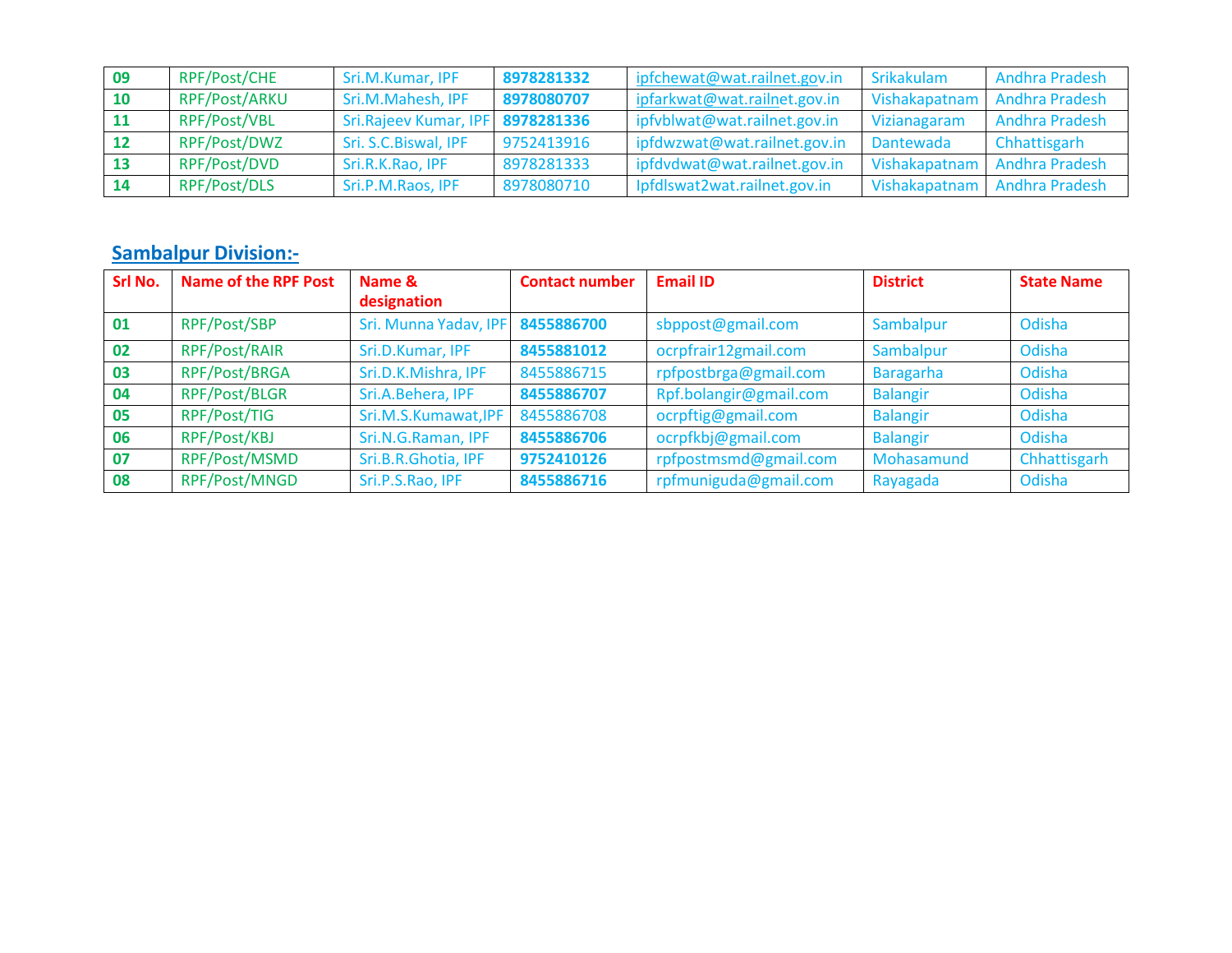| | | | | | | |
|---|---|---|---|---|---|---|
| **09** | RPF/Post/CHE | Sri.M.Kumar, IPF | **8978281332** | ipfchewat@wat.railnet.gov.in | Srikakulam | Andhra Pradesh |
| **10** | RPF/Post/ARKU | Sri.M.Mahesh, IPF | **8978080707** | ipfarkwat@wat.railnet.gov.in | Vishakapatnam | Andhra Pradesh |
| **11** | RPF/Post/VBL | Sri.Rajeev Kumar, IPF | **8978281336** | ipfvblwat@wat.railnet.gov.in | Vizianagaram | Andhra Pradesh |
| **12** | RPF/Post/DWZ | Sri. S.C.Biswal, IPF | 9752413916 | ipfdwzwat@wat.railnet.gov.in | Dantewada | Chhattisgarh |
| **13** | RPF/Post/DVD | Sri.R.K.Rao, IPF | 8978281333 | ipfdvdwat@wat.railnet.gov.in | Vishakapatnam | Andhra Pradesh |
| **14** | RPF/Post/DLS | Sri.P.M.Raos, IPF | 8978080710 | Ipfdlswat2wat.railnet.gov.in | Vishakapatnam | Andhra Pradesh |

## Sambalpur Division:-

| **Srl No.** | **Name of the RPF Post** | **Name & designation** | **Contact number** | **Email ID** | **District** | **State Name** |
|---|---|---|---|---|---|---|
| **01** | RPF/Post/SBP | Sri. Munna Yadav, IPF | **8455886700** | sbppost@gmail.com | Sambalpur | Odisha |
| **02** | RPF/Post/RAIR | Sri.D.Kumar, IPF | **8455881012** | ocrpfrair12gmail.com | Sambalpur | Odisha |
| **03** | RPF/Post/BRGA | Sri.D.K.Mishra, IPF | 8455886715 | rpfpostbrga@gmail.com | Baragarha | Odisha |
| **04** | RPF/Post/BLGR | Sri.A.Behera, IPF | **8455886707** | Rpf.bolangir@gmail.com | Balangir | Odisha |
| **05** | RPF/Post/TIG | Sri.M.S.Kumawat,IPF | 8455886708 | ocrpftig@gmail.com | Balangir | Odisha |
| **06** | RPF/Post/KBJ | Sri.N.G.Raman, IPF | **8455886706** | ocrpfkbj@gmail.com | Balangir | Odisha |
| **07** | RPF/Post/MSMD | Sri.B.R.Ghotia, IPF | **9752410126** | rpfpostmsmd@gmail.com | Mohasamund | Chhattisgarh |
| **08** | RPF/Post/MNGD | Sri.P.S.Rao, IPF | **8455886716** | rpfmuniguda@gmail.com | Rayagada | Odisha |